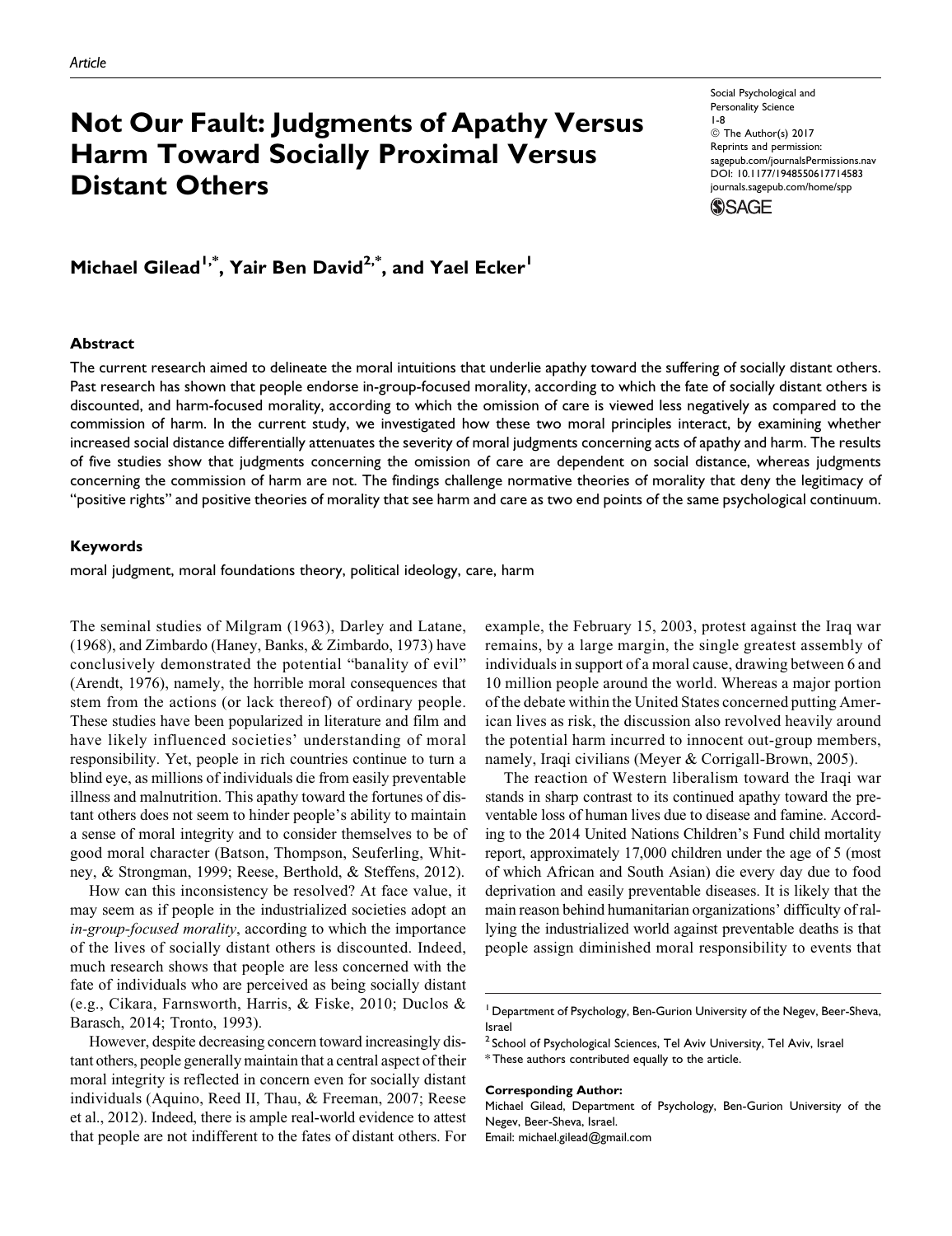Article

# Not Our Fault: Judgments of Apathy Versus Harm Toward Socially Proximal Versus Distant Others

Social Psychological and Personality Science
1-8
© The Author(s) 2017
Reprints and permission: sagepub.com/journalsPermissions.nav
DOI: 10.1177/1948550617714583
journals.sagepub.com/home/spp

**Michael Gilead[1,*], Yair Ben David[2,*], and Yael Ecker[1]**

## Abstract

The current research aimed to delineate the moral intuitions that underlie apathy toward the suffering of socially distant others. Past research has shown that people endorse in-group-focused morality, according to which the fate of socially distant others is discounted, and harm-focused morality, according to which the omission of care is viewed less negatively as compared to the commission of harm. In the current study, we investigated how these two moral principles interact, by examining whether increased social distance differentially attenuates the severity of moral judgments concerning acts of apathy and harm. The results of five studies show that judgments concerning the omission of care are dependent on social distance, whereas judgments concerning the commission of harm are not. The findings challenge normative theories of morality that deny the legitimacy of "positive rights" and positive theories of morality that see harm and care as two end points of the same psychological continuum.

## Keywords

moral judgment, moral foundations theory, political ideology, care, harm

The seminal studies of Milgram (1963), Darley and Latane, (1968), and Zimbardo (Haney, Banks, & Zimbardo, 1973) have conclusively demonstrated the potential "banality of evil" (Arendt, 1976), namely, the horrible moral consequences that stem from the actions (or lack thereof) of ordinary people. These studies have been popularized in literature and film and have likely influenced societies' understanding of moral responsibility. Yet, people in rich countries continue to turn a blind eye, as millions of individuals die from easily preventable illness and malnutrition. This apathy toward the fortunes of distant others does not seem to hinder people's ability to maintain a sense of moral integrity and to consider themselves to be of good moral character (Batson, Thompson, Seuferling, Whitney, & Strongman, 1999; Reese, Berthold, & Steffens, 2012).

How can this inconsistency be resolved? At face value, it may seem as if people in the industrialized societies adopt an *in-group-focused morality*, according to which the importance of the lives of socially distant others is discounted. Indeed, much research shows that people are less concerned with the fate of individuals who are perceived as being socially distant (e.g., Cikara, Farnsworth, Harris, & Fiske, 2010; Duclos & Barasch, 2014; Tronto, 1993).

However, despite decreasing concern toward increasingly distant others, people generally maintain that a central aspect of their moral integrity is reflected in concern even for socially distant individuals (Aquino, Reed II, Thau, & Freeman, 2007; Reese et al., 2012). Indeed, there is ample real-world evidence to attest that people are not indifferent to the fates of distant others. For example, the February 15, 2003, protest against the Iraq war remains, by a large margin, the single greatest assembly of individuals in support of a moral cause, drawing between 6 and 10 million people around the world. Whereas a major portion of the debate within the United States concerned putting American lives as risk, the discussion also revolved heavily around the potential harm incurred to innocent out-group members, namely, Iraqi civilians (Meyer & Corrigall-Brown, 2005).

The reaction of Western liberalism toward the Iraqi war stands in sharp contrast to its continued apathy toward the preventable loss of human lives due to disease and famine. According to the 2014 United Nations Children's Fund child mortality report, approximately 17,000 children under the age of 5 (most of which African and South Asian) die every day due to food deprivation and easily preventable diseases. It is likely that the main reason behind humanitarian organizations' difficulty of rallying the industrialized world against preventable deaths is that people assign diminished moral responsibility to events that

---

[1] Department of Psychology, Ben-Gurion University of the Negev, Beer-Sheva, Israel
[2] School of Psychological Sciences, Tel Aviv University, Tel Aviv, Israel
[*] These authors contributed equally to the article.

**Corresponding Author:**
Michael Gilead, Department of Psychology, Ben-Gurion University of the Negev, Beer-Sheva, Israel.
Email: michael.gilead@gmail.com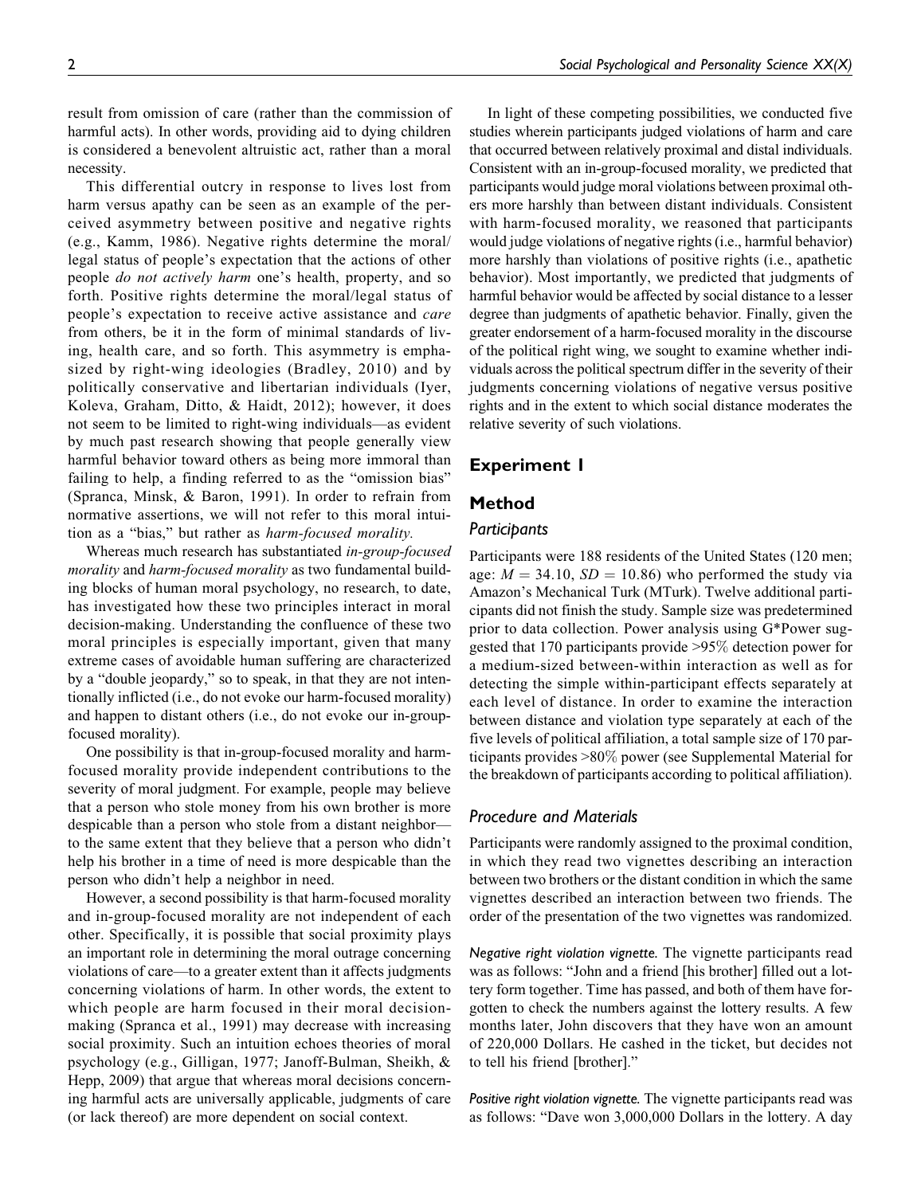result from omission of care (rather than the commission of harmful acts). In other words, providing aid to dying children is considered a benevolent altruistic act, rather than a moral necessity.

This differential outcry in response to lives lost from harm versus apathy can be seen as an example of the perceived asymmetry between positive and negative rights (e.g., Kamm, 1986). Negative rights determine the moral/legal status of people's expectation that the actions of other people *do not actively harm* one's health, property, and so forth. Positive rights determine the moral/legal status of people's expectation to receive active assistance and *care* from others, be it in the form of minimal standards of living, health care, and so forth. This asymmetry is emphasized by right-wing ideologies (Bradley, 2010) and by politically conservative and libertarian individuals (Iyer, Koleva, Graham, Ditto, & Haidt, 2012); however, it does not seem to be limited to right-wing individuals—as evident by much past research showing that people generally view harmful behavior toward others as being more immoral than failing to help, a finding referred to as the "omission bias" (Spranca, Minsk, & Baron, 1991). In order to refrain from normative assertions, we will not refer to this moral intuition as a "bias," but rather as *harm-focused morality.*

Whereas much research has substantiated *in-group-focused morality* and *harm-focused morality* as two fundamental building blocks of human moral psychology, no research, to date, has investigated how these two principles interact in moral decision-making. Understanding the confluence of these two moral principles is especially important, given that many extreme cases of avoidable human suffering are characterized by a "double jeopardy," so to speak, in that they are not intentionally inflicted (i.e., do not evoke our harm-focused morality) and happen to distant others (i.e., do not evoke our in-group-focused morality).

One possibility is that in-group-focused morality and harm-focused morality provide independent contributions to the severity of moral judgment. For example, people may believe that a person who stole money from his own brother is more despicable than a person who stole from a distant neighbor—to the same extent that they believe that a person who didn't help his brother in a time of need is more despicable than the person who didn't help a neighbor in need.

However, a second possibility is that harm-focused morality and in-group-focused morality are not independent of each other. Specifically, it is possible that social proximity plays an important role in determining the moral outrage concerning violations of care—to a greater extent than it affects judgments concerning violations of harm. In other words, the extent to which people are harm focused in their moral decision-making (Spranca et al., 1991) may decrease with increasing social proximity. Such an intuition echoes theories of moral psychology (e.g., Gilligan, 1977; Janoff-Bulman, Sheikh, & Hepp, 2009) that argue that whereas moral decisions concerning harmful acts are universally applicable, judgments of care (or lack thereof) are more dependent on social context.

In light of these competing possibilities, we conducted five studies wherein participants judged violations of harm and care that occurred between relatively proximal and distal individuals. Consistent with an in-group-focused morality, we predicted that participants would judge moral violations between proximal others more harshly than between distant individuals. Consistent with harm-focused morality, we reasoned that participants would judge violations of negative rights (i.e., harmful behavior) more harshly than violations of positive rights (i.e., apathetic behavior). Most importantly, we predicted that judgments of harmful behavior would be affected by social distance to a lesser degree than judgments of apathetic behavior. Finally, given the greater endorsement of a harm-focused morality in the discourse of the political right wing, we sought to examine whether individuals across the political spectrum differ in the severity of their judgments concerning violations of negative versus positive rights and in the extent to which social distance moderates the relative severity of such violations.

## Experiment 1

## Method

### Participants

Participants were 188 residents of the United States (120 men; age: $M = 34.10$, $SD = 10.86$) who performed the study via Amazon's Mechanical Turk (MTurk). Twelve additional participants did not finish the study. Sample size was predetermined prior to data collection. Power analysis using G*Power suggested that 170 participants provide >95% detection power for a medium-sized between-within interaction as well as for detecting the simple within-participant effects separately at each level of distance. In order to examine the interaction between distance and violation type separately at each of the five levels of political affiliation, a total sample size of 170 participants provides >80% power (see Supplemental Material for the breakdown of participants according to political affiliation).

### Procedure and Materials

Participants were randomly assigned to the proximal condition, in which they read two vignettes describing an interaction between two brothers or the distant condition in which the same vignettes described an interaction between two friends. The order of the presentation of the two vignettes was randomized.

*Negative right violation vignette.* The vignette participants read was as follows: "John and a friend [his brother] filled out a lottery form together. Time has passed, and both of them have forgotten to check the numbers against the lottery results. A few months later, John discovers that they have won an amount of 220,000 Dollars. He cashed in the ticket, but decides not to tell his friend [brother]."

*Positive right violation vignette.* The vignette participants read was as follows: "Dave won 3,000,000 Dollars in the lottery. A day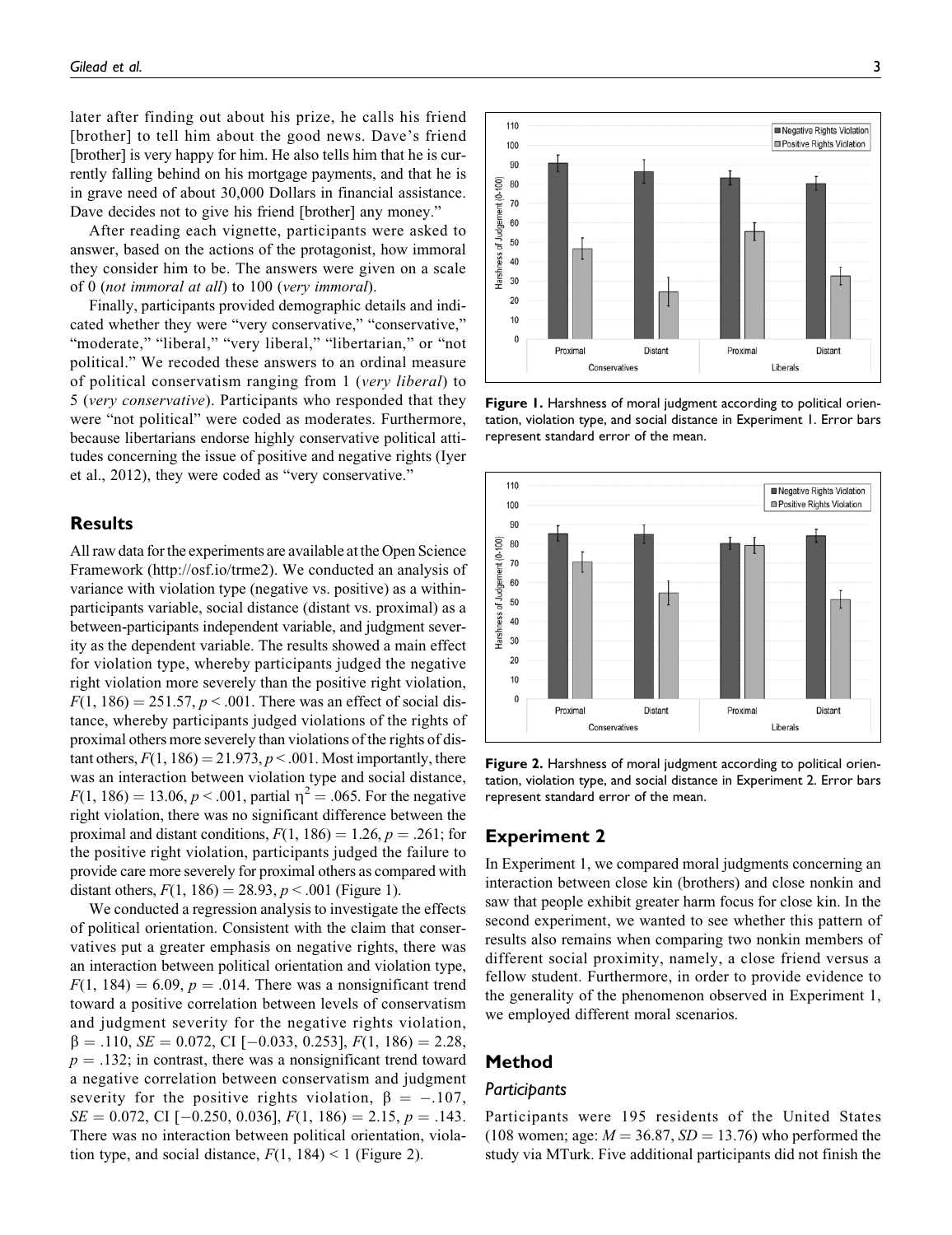later after finding out about his prize, he calls his friend [brother] to tell him about the good news. Dave's friend [brother] is very happy for him. He also tells him that he is currently falling behind on his mortgage payments, and that he is in grave need of about 30,000 Dollars in financial assistance. Dave decides not to give his friend [brother] any money."

After reading each vignette, participants were asked to answer, based on the actions of the protagonist, how immoral they consider him to be. The answers were given on a scale of 0 (*not immoral at all*) to 100 (*very immoral*).

Finally, participants provided demographic details and indicated whether they were "very conservative," "conservative," "moderate," "liberal," "very liberal," "libertarian," or "not political." We recoded these answers to an ordinal measure of political conservatism ranging from 1 (*very liberal*) to 5 (*very conservative*). Participants who responded that they were "not political" were coded as moderates. Furthermore, because libertarians endorse highly conservative political attitudes concerning the issue of positive and negative rights (Iyer et al., 2012), they were coded as "very conservative."

## Results

All raw data for the experiments are available at the Open Science Framework (http://osf.io/trme2). We conducted an analysis of variance with violation type (negative vs. positive) as a within-participants variable, social distance (distant vs. proximal) as a between-participants independent variable, and judgment severity as the dependent variable. The results showed a main effect for violation type, whereby participants judged the negative right violation more severely than the positive right violation, $F(1, 186) = 251.57$, $p < .001$. There was an effect of social distance, whereby participants judged violations of the rights of proximal others more severely than violations of the rights of distant others, $F(1, 186) = 21.973$, $p < .001$. Most importantly, there was an interaction between violation type and social distance, $F(1, 186) = 13.06$, $p < .001$, partial $\eta^2 = .065$. For the negative right violation, there was no significant difference between the proximal and distant conditions, $F(1, 186) = 1.26$, $p = .261$; for the positive right violation, participants judged the failure to provide care more severely for proximal others as compared with distant others, $F(1, 186) = 28.93$, $p < .001$ (Figure 1).

We conducted a regression analysis to investigate the effects of political orientation. Consistent with the claim that conservatives put a greater emphasis on negative rights, there was an interaction between political orientation and violation type, $F(1, 184) = 6.09$, $p = .014$. There was a nonsignificant trend toward a positive correlation between levels of conservatism and judgment severity for the negative rights violation, $\beta = .110$, $SE = 0.072$, CI [−0.033, 0.253], $F(1, 186) = 2.28$, $p = .132$; in contrast, there was a nonsignificant trend toward a negative correlation between conservatism and judgment severity for the positive rights violation, $\beta = -.107$, $SE = 0.072$, CI [−0.250, 0.036], $F(1, 186) = 2.15$, $p = .143$. There was no interaction between political orientation, violation type, and social distance, $F(1, 184) < 1$ (Figure 2).

**Figure 1.** Harshness of moral judgment according to political orientation, violation type, and social distance in Experiment 1. Error bars represent standard error of the mean.

**Figure 2.** Harshness of moral judgment according to political orientation, violation type, and social distance in Experiment 2. Error bars represent standard error of the mean.

## Experiment 2

In Experiment 1, we compared moral judgments concerning an interaction between close kin (brothers) and close nonkin and saw that people exhibit greater harm focus for close kin. In the second experiment, we wanted to see whether this pattern of results also remains when comparing two nonkin members of different social proximity, namely, a close friend versus a fellow student. Furthermore, in order to provide evidence to the generality of the phenomenon observed in Experiment 1, we employed different moral scenarios.

## Method

### Participants

Participants were 195 residents of the United States (108 women; age: $M = 36.87$, $SD = 13.76$) who performed the study via MTurk. Five additional participants did not finish the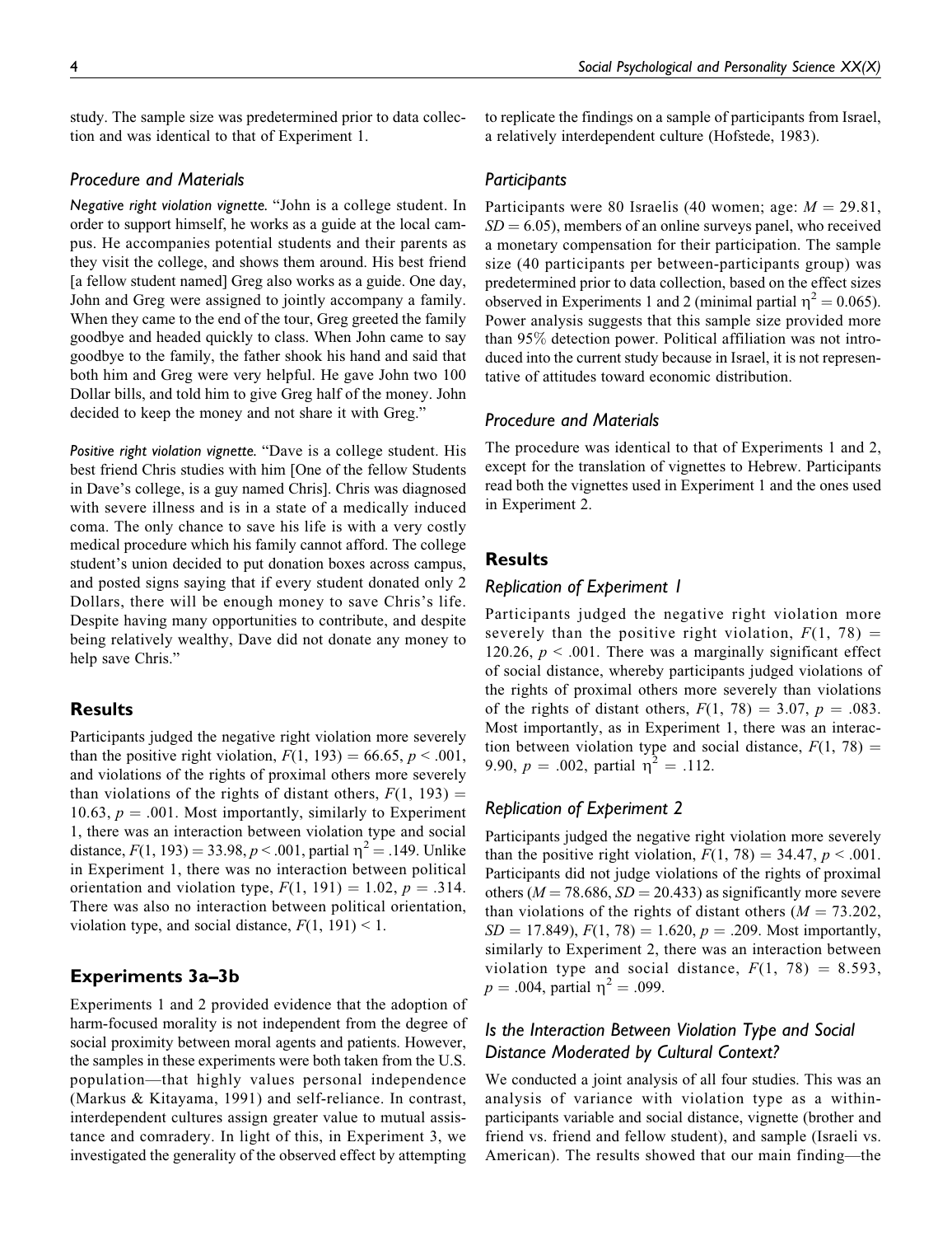study. The sample size was predetermined prior to data collection and was identical to that of Experiment 1.

### Procedure and Materials

*Negative right violation vignette.* "John is a college student. In order to support himself, he works as a guide at the local campus. He accompanies potential students and their parents as they visit the college, and shows them around. His best friend [a fellow student named] Greg also works as a guide. One day, John and Greg were assigned to jointly accompany a family. When they came to the end of the tour, Greg greeted the family goodbye and headed quickly to class. When John came to say goodbye to the family, the father shook his hand and said that both him and Greg were very helpful. He gave John two 100 Dollar bills, and told him to give Greg half of the money. John decided to keep the money and not share it with Greg."

*Positive right violation vignette.* "Dave is a college student. His best friend Chris studies with him [One of the fellow Students in Dave's college, is a guy named Chris]. Chris was diagnosed with severe illness and is in a state of a medically induced coma. The only chance to save his life is with a very costly medical procedure which his family cannot afford. The college student's union decided to put donation boxes across campus, and posted signs saying that if every student donated only 2 Dollars, there will be enough money to save Chris's life. Despite having many opportunities to contribute, and despite being relatively wealthy, Dave did not donate any money to help save Chris."

## Results

Participants judged the negative right violation more severely than the positive right violation, $F(1, 193) = 66.65$, $p < .001$, and violations of the rights of proximal others more severely than violations of the rights of distant others, $F(1, 193) = 10.63$, $p = .001$. Most importantly, similarly to Experiment 1, there was an interaction between violation type and social distance, $F(1, 193) = 33.98$, $p < .001$, partial $\eta^2 = .149$. Unlike in Experiment 1, there was no interaction between political orientation and violation type, $F(1, 191) = 1.02$, $p = .314$. There was also no interaction between political orientation, violation type, and social distance, $F(1, 191) < 1$.

## Experiments 3a–3b

Experiments 1 and 2 provided evidence that the adoption of harm-focused morality is not independent from the degree of social proximity between moral agents and patients. However, the samples in these experiments were both taken from the U.S. population—that highly values personal independence (Markus & Kitayama, 1991) and self-reliance. In contrast, interdependent cultures assign greater value to mutual assistance and comradery. In light of this, in Experiment 3, we investigated the generality of the observed effect by attempting to replicate the findings on a sample of participants from Israel, a relatively interdependent culture (Hofstede, 1983).

### Participants

Participants were 80 Israelis (40 women; age: $M = 29.81$, $SD = 6.05$), members of an online surveys panel, who received a monetary compensation for their participation. The sample size (40 participants per between-participants group) was predetermined prior to data collection, based on the effect sizes observed in Experiments 1 and 2 (minimal partial $\eta^2 = 0.065$). Power analysis suggests that this sample size provided more than 95% detection power. Political affiliation was not introduced into the current study because in Israel, it is not representative of attitudes toward economic distribution.

### Procedure and Materials

The procedure was identical to that of Experiments 1 and 2, except for the translation of vignettes to Hebrew. Participants read both the vignettes used in Experiment 1 and the ones used in Experiment 2.

## Results

### Replication of Experiment 1

Participants judged the negative right violation more severely than the positive right violation, $F(1, 78) = 120.26$, $p < .001$. There was a marginally significant effect of social distance, whereby participants judged violations of the rights of proximal others more severely than violations of the rights of distant others, $F(1, 78) = 3.07$, $p = .083$. Most importantly, as in Experiment 1, there was an interaction between violation type and social distance, $F(1, 78) = 9.90$, $p = .002$, partial $\eta^2 = .112$.

### Replication of Experiment 2

Participants judged the negative right violation more severely than the positive right violation, $F(1, 78) = 34.47$, $p < .001$. Participants did not judge violations of the rights of proximal others ($M = 78.686$, $SD = 20.433$) as significantly more severe than violations of the rights of distant others ($M = 73.202$, $SD = 17.849$), $F(1, 78) = 1.620$, $p = .209$. Most importantly, similarly to Experiment 2, there was an interaction between violation type and social distance, $F(1, 78) = 8.593$, $p = .004$, partial $\eta^2 = .099$.

### Is the Interaction Between Violation Type and Social Distance Moderated by Cultural Context?

We conducted a joint analysis of all four studies. This was an analysis of variance with violation type as a within-participants variable and social distance, vignette (brother and friend vs. friend and fellow student), and sample (Israeli vs. American). The results showed that our main finding—the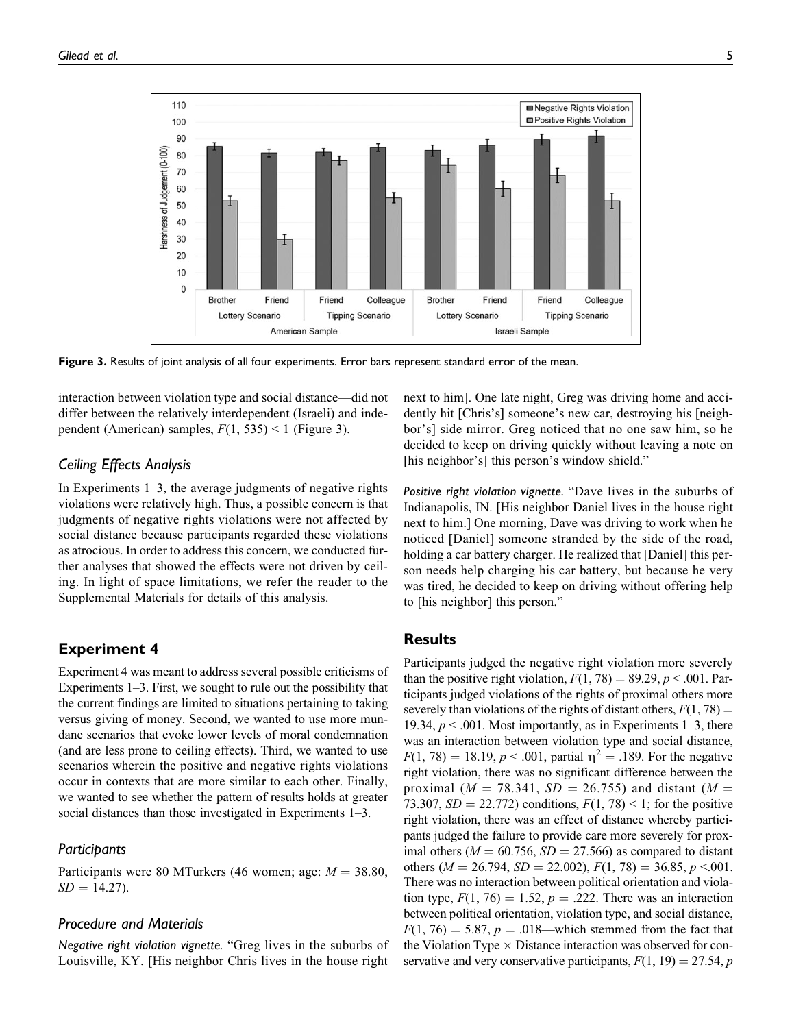Figure 3. Results of joint analysis of all four experiments. Error bars represent standard error of the mean.

interaction between violation type and social distance—did not differ between the relatively interdependent (Israeli) and independent (American) samples, $F(1, 535) < 1$ (Figure 3).

### Ceiling Effects Analysis

In Experiments 1–3, the average judgments of negative rights violations were relatively high. Thus, a possible concern is that judgments of negative rights violations were not affected by social distance because participants regarded these violations as atrocious. In order to address this concern, we conducted further analyses that showed the effects were not driven by ceiling. In light of space limitations, we refer the reader to the Supplemental Materials for details of this analysis.

## Experiment 4

Experiment 4 was meant to address several possible criticisms of Experiments 1–3. First, we sought to rule out the possibility that the current findings are limited to situations pertaining to taking versus giving of money. Second, we wanted to use more mundane scenarios that evoke lower levels of moral condemnation (and are less prone to ceiling effects). Third, we wanted to use scenarios wherein the positive and negative rights violations occur in contexts that are more similar to each other. Finally, we wanted to see whether the pattern of results holds at greater social distances than those investigated in Experiments 1–3.

### Participants

Participants were 80 MTurkers (46 women; age: $M = 38.80$, $SD = 14.27$).

### Procedure and Materials

*Negative right violation vignette.* "Greg lives in the suburbs of Louisville, KY. [His neighbor Chris lives in the house right next to him]. One late night, Greg was driving home and accidently hit [Chris's] someone's new car, destroying his [neighbor's] side mirror. Greg noticed that no one saw him, so he decided to keep on driving quickly without leaving a note on [his neighbor's] this person's window shield."

*Positive right violation vignette.* "Dave lives in the suburbs of Indianapolis, IN. [His neighbor Daniel lives in the house right next to him.] One morning, Dave was driving to work when he noticed [Daniel] someone stranded by the side of the road, holding a car battery charger. He realized that [Daniel] this person needs help charging his car battery, but because he very was tired, he decided to keep on driving without offering help to [his neighbor] this person."

## Results

Participants judged the negative right violation more severely than the positive right violation, $F(1, 78) = 89.29$, $p < .001$. Participants judged violations of the rights of proximal others more severely than violations of the rights of distant others, $F(1, 78) = 19.34$, $p < .001$. Most importantly, as in Experiments 1–3, there was an interaction between violation type and social distance, $F(1, 78) = 18.19$, $p < .001$, partial $\eta^2 = .189$. For the negative right violation, there was no significant difference between the proximal ($M = 78.341$, $SD = 26.755$) and distant ($M = 73.307$, $SD = 22.772$) conditions, $F(1, 78) < 1$; for the positive right violation, there was an effect of distance whereby participants judged the failure to provide care more severely for proximal others ($M = 60.756$, $SD = 27.566$) as compared to distant others ($M = 26.794$, $SD = 22.002$), $F(1, 78) = 36.85$, $p < .001$. There was no interaction between political orientation and violation type, $F(1, 76) = 1.52$, $p = .222$. There was an interaction between political orientation, violation type, and social distance, $F(1, 76) = 5.87$, $p = .018$—which stemmed from the fact that the Violation Type × Distance interaction was observed for conservative and very conservative participants, $F(1, 19) = 27.54$, $p$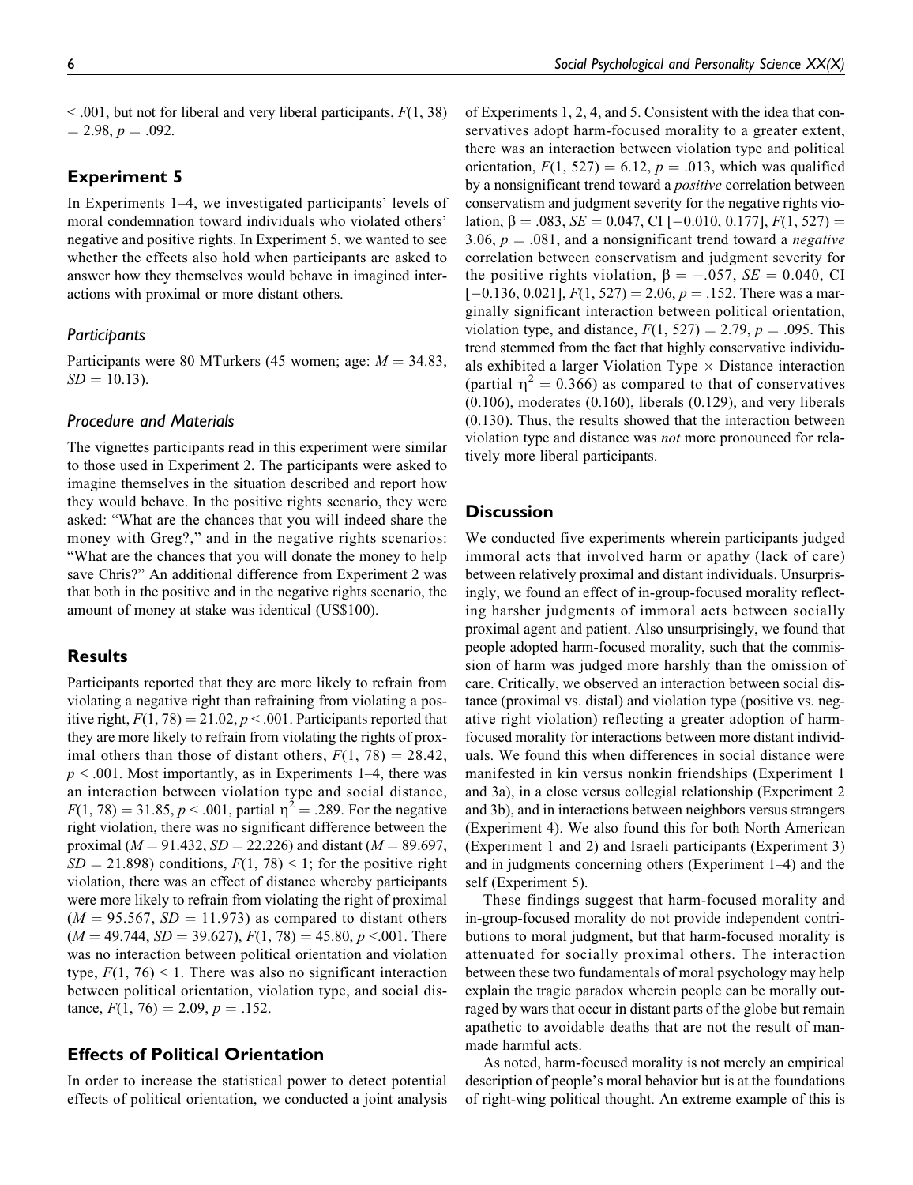< .001, but not for liberal and very liberal participants, $F(1, 38) = 2.98$, $p = .092$.

## Experiment 5

In Experiments 1–4, we investigated participants' levels of moral condemnation toward individuals who violated others' negative and positive rights. In Experiment 5, we wanted to see whether the effects also hold when participants are asked to answer how they themselves would behave in imagined interactions with proximal or more distant others.

### Participants

Participants were 80 MTurkers (45 women; age: $M = 34.83$, $SD = 10.13$).

### Procedure and Materials

The vignettes participants read in this experiment were similar to those used in Experiment 2. The participants were asked to imagine themselves in the situation described and report how they would behave. In the positive rights scenario, they were asked: "What are the chances that you will indeed share the money with Greg?," and in the negative rights scenarios: "What are the chances that you will donate the money to help save Chris?" An additional difference from Experiment 2 was that both in the positive and in the negative rights scenario, the amount of money at stake was identical (US$100).

## Results

Participants reported that they are more likely to refrain from violating a negative right than refraining from violating a positive right, $F(1, 78) = 21.02$, $p < .001$. Participants reported that they are more likely to refrain from violating the rights of proximal others than those of distant others, $F(1, 78) = 28.42$, $p < .001$. Most importantly, as in Experiments 1–4, there was an interaction between violation type and social distance, $F(1, 78) = 31.85$, $p < .001$, partial $\eta^2 = .289$. For the negative right violation, there was no significant difference between the proximal ($M = 91.432$, $SD = 22.226$) and distant ($M = 89.697$, $SD = 21.898$) conditions, $F(1, 78) < 1$; for the positive right violation, there was an effect of distance whereby participants were more likely to refrain from violating the right of proximal ($M = 95.567$, $SD = 11.973$) as compared to distant others ($M = 49.744$, $SD = 39.627$), $F(1, 78) = 45.80$, $p < .001$. There was no interaction between political orientation and violation type, $F(1, 76) < 1$. There was also no significant interaction between political orientation, violation type, and social distance, $F(1, 76) = 2.09$, $p = .152$.

## Effects of Political Orientation

In order to increase the statistical power to detect potential effects of political orientation, we conducted a joint analysis of Experiments 1, 2, 4, and 5. Consistent with the idea that conservatives adopt harm-focused morality to a greater extent, there was an interaction between violation type and political orientation, $F(1, 527) = 6.12$, $p = .013$, which was qualified by a nonsignificant trend toward a *positive* correlation between conservatism and judgment severity for the negative rights violation, $\beta = .083$, $SE = 0.047$, CI [−0.010, 0.177], $F(1, 527) = 3.06$, $p = .081$, and a nonsignificant trend toward a *negative* correlation between conservatism and judgment severity for the positive rights violation, $\beta = -.057$, $SE = 0.040$, CI [−0.136, 0.021], $F(1, 527) = 2.06$, $p = .152$. There was a marginally significant interaction between political orientation, violation type, and distance, $F(1, 527) = 2.79$, $p = .095$. This trend stemmed from the fact that highly conservative individuals exhibited a larger Violation Type × Distance interaction (partial $\eta^2 = 0.366$) as compared to that of conservatives (0.106), moderates (0.160), liberals (0.129), and very liberals (0.130). Thus, the results showed that the interaction between violation type and distance was *not* more pronounced for relatively more liberal participants.

## Discussion

We conducted five experiments wherein participants judged immoral acts that involved harm or apathy (lack of care) between relatively proximal and distant individuals. Unsurprisingly, we found an effect of in-group-focused morality reflecting harsher judgments of immoral acts between socially proximal agent and patient. Also unsurprisingly, we found that people adopted harm-focused morality, such that the commission of harm was judged more harshly than the omission of care. Critically, we observed an interaction between social distance (proximal vs. distal) and violation type (positive vs. negative right violation) reflecting a greater adoption of harm-focused morality for interactions between more distant individuals. We found this when differences in social distance were manifested in kin versus nonkin friendships (Experiment 1 and 3a), in a close versus collegial relationship (Experiment 2 and 3b), and in interactions between neighbors versus strangers (Experiment 4). We also found this for both North American (Experiment 1 and 2) and Israeli participants (Experiment 3) and in judgments concerning others (Experiment 1–4) and the self (Experiment 5).

These findings suggest that harm-focused morality and in-group-focused morality do not provide independent contributions to moral judgment, but that harm-focused morality is attenuated for socially proximal others. The interaction between these two fundamentals of moral psychology may help explain the tragic paradox wherein people can be morally outraged by wars that occur in distant parts of the globe but remain apathetic to avoidable deaths that are not the result of man-made harmful acts.

As noted, harm-focused morality is not merely an empirical description of people's moral behavior but is at the foundations of right-wing political thought. An extreme example of this is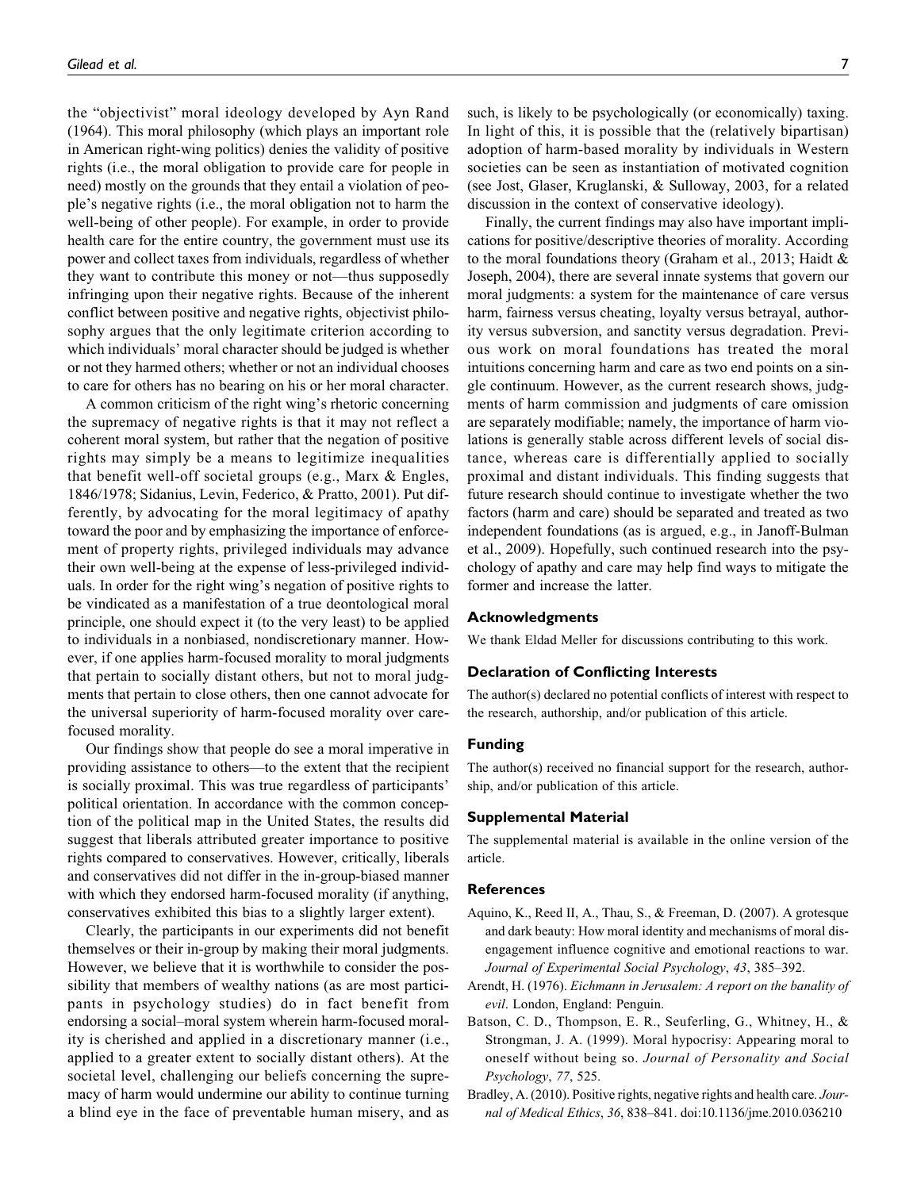the "objectivist" moral ideology developed by Ayn Rand (1964). This moral philosophy (which plays an important role in American right-wing politics) denies the validity of positive rights (i.e., the moral obligation to provide care for people in need) mostly on the grounds that they entail a violation of people's negative rights (i.e., the moral obligation not to harm the well-being of other people). For example, in order to provide health care for the entire country, the government must use its power and collect taxes from individuals, regardless of whether they want to contribute this money or not—thus supposedly infringing upon their negative rights. Because of the inherent conflict between positive and negative rights, objectivist philosophy argues that the only legitimate criterion according to which individuals' moral character should be judged is whether or not they harmed others; whether or not an individual chooses to care for others has no bearing on his or her moral character.

A common criticism of the right wing's rhetoric concerning the supremacy of negative rights is that it may not reflect a coherent moral system, but rather that the negation of positive rights may simply be a means to legitimize inequalities that benefit well-off societal groups (e.g., Marx & Engles, 1846/1978; Sidanius, Levin, Federico, & Pratto, 2001). Put differently, by advocating for the moral legitimacy of apathy toward the poor and by emphasizing the importance of enforcement of property rights, privileged individuals may advance their own well-being at the expense of less-privileged individuals. In order for the right wing's negation of positive rights to be vindicated as a manifestation of a true deontological moral principle, one should expect it (to the very least) to be applied to individuals in a nonbiased, nondiscretionary manner. However, if one applies harm-focused morality to moral judgments that pertain to socially distant others, but not to moral judgments that pertain to close others, then one cannot advocate for the universal superiority of harm-focused morality over care-focused morality.

Our findings show that people do see a moral imperative in providing assistance to others—to the extent that the recipient is socially proximal. This was true regardless of participants' political orientation. In accordance with the common conception of the political map in the United States, the results did suggest that liberals attributed greater importance to positive rights compared to conservatives. However, critically, liberals and conservatives did not differ in the in-group-biased manner with which they endorsed harm-focused morality (if anything, conservatives exhibited this bias to a slightly larger extent).

Clearly, the participants in our experiments did not benefit themselves or their in-group by making their moral judgments. However, we believe that it is worthwhile to consider the possibility that members of wealthy nations (as are most participants in psychology studies) do in fact benefit from endorsing a social–moral system wherein harm-focused morality is cherished and applied in a discretionary manner (i.e., applied to a greater extent to socially distant others). At the societal level, challenging our beliefs concerning the supremacy of harm would undermine our ability to continue turning a blind eye in the face of preventable human misery, and as such, is likely to be psychologically (or economically) taxing. In light of this, it is possible that the (relatively bipartisan) adoption of harm-based morality by individuals in Western societies can be seen as instantiation of motivated cognition (see Jost, Glaser, Kruglanski, & Sulloway, 2003, for a related discussion in the context of conservative ideology).

Finally, the current findings may also have important implications for positive/descriptive theories of morality. According to the moral foundations theory (Graham et al., 2013; Haidt & Joseph, 2004), there are several innate systems that govern our moral judgments: a system for the maintenance of care versus harm, fairness versus cheating, loyalty versus betrayal, authority versus subversion, and sanctity versus degradation. Previous work on moral foundations has treated the moral intuitions concerning harm and care as two end points on a single continuum. However, as the current research shows, judgments of harm commission and judgments of care omission are separately modifiable; namely, the importance of harm violations is generally stable across different levels of social distance, whereas care is differentially applied to socially proximal and distant individuals. This finding suggests that future research should continue to investigate whether the two factors (harm and care) should be separated and treated as two independent foundations (as is argued, e.g., in Janoff-Bulman et al., 2009). Hopefully, such continued research into the psychology of apathy and care may help find ways to mitigate the former and increase the latter.

## Acknowledgments

We thank Eldad Meller for discussions contributing to this work.

## Declaration of Conflicting Interests

The author(s) declared no potential conflicts of interest with respect to the research, authorship, and/or publication of this article.

## Funding

The author(s) received no financial support for the research, authorship, and/or publication of this article.

## Supplemental Material

The supplemental material is available in the online version of the article.

## References

Aquino, K., Reed II, A., Thau, S., & Freeman, D. (2007). A grotesque and dark beauty: How moral identity and mechanisms of moral disengagement influence cognitive and emotional reactions to war. *Journal of Experimental Social Psychology*, *43*, 385–392.

Arendt, H. (1976). *Eichmann in Jerusalem: A report on the banality of evil*. London, England: Penguin.

Batson, C. D., Thompson, E. R., Seuferling, G., Whitney, H., & Strongman, J. A. (1999). Moral hypocrisy: Appearing moral to oneself without being so. *Journal of Personality and Social Psychology*, *77*, 525.

Bradley, A. (2010). Positive rights, negative rights and health care. *Journal of Medical Ethics*, *36*, 838–841. doi:10.1136/jme.2010.036210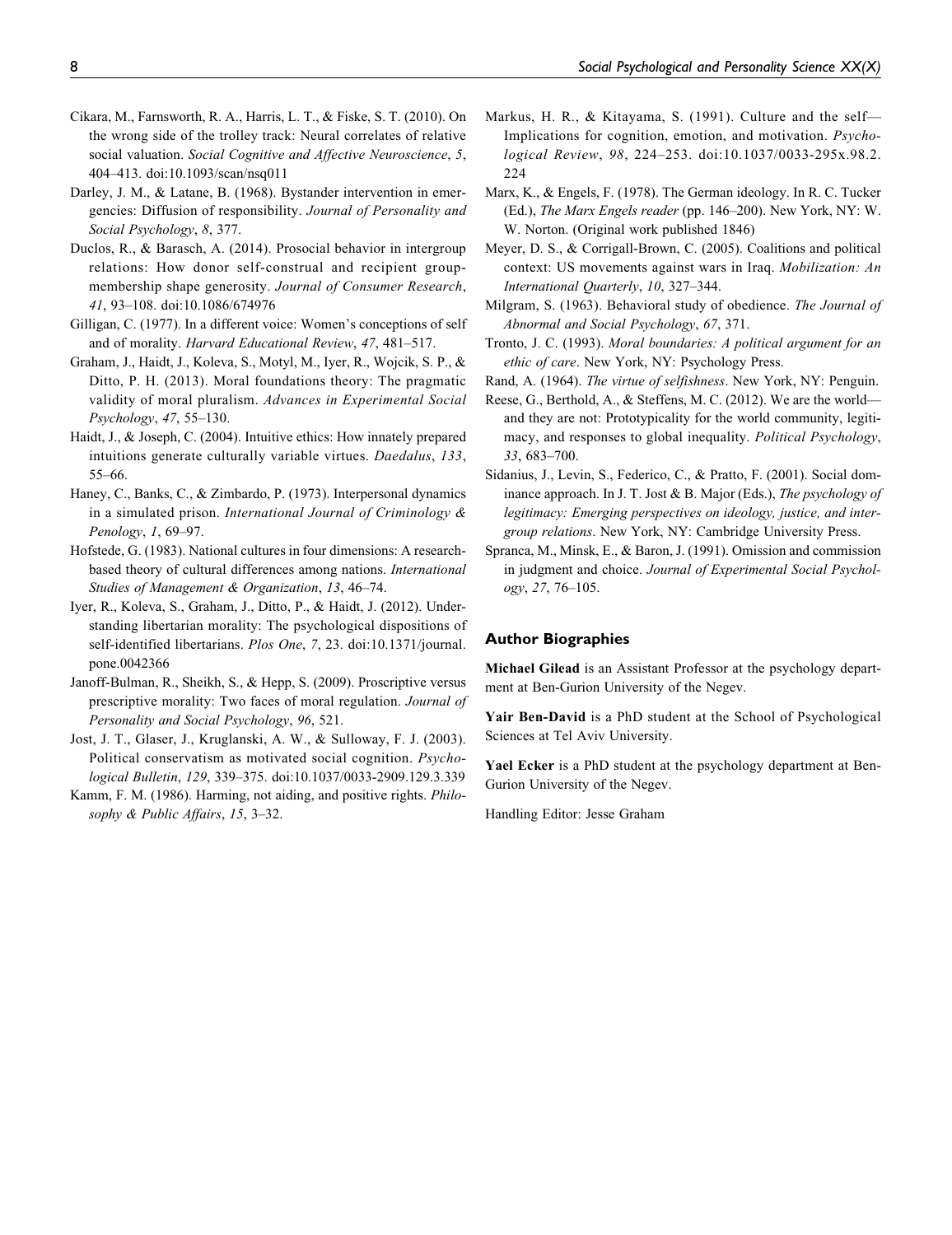Cikara, M., Farnsworth, R. A., Harris, L. T., & Fiske, S. T. (2010). On the wrong side of the trolley track: Neural correlates of relative social valuation. *Social Cognitive and Affective Neuroscience*, *5*, 404–413. doi:10.1093/scan/nsq011

Darley, J. M., & Latane, B. (1968). Bystander intervention in emergencies: Diffusion of responsibility. *Journal of Personality and Social Psychology*, *8*, 377.

Duclos, R., & Barasch, A. (2014). Prosocial behavior in intergroup relations: How donor self-construal and recipient group-membership shape generosity. *Journal of Consumer Research*, *41*, 93–108. doi:10.1086/674976

Gilligan, C. (1977). In a different voice: Women's conceptions of self and of morality. *Harvard Educational Review*, *47*, 481–517.

Graham, J., Haidt, J., Koleva, S., Motyl, M., Iyer, R., Wojcik, S. P., & Ditto, P. H. (2013). Moral foundations theory: The pragmatic validity of moral pluralism. *Advances in Experimental Social Psychology*, *47*, 55–130.

Haidt, J., & Joseph, C. (2004). Intuitive ethics: How innately prepared intuitions generate culturally variable virtues. *Daedalus*, *133*, 55–66.

Haney, C., Banks, C., & Zimbardo, P. (1973). Interpersonal dynamics in a simulated prison. *International Journal of Criminology & Penology*, *1*, 69–97.

Hofstede, G. (1983). National cultures in four dimensions: A research-based theory of cultural differences among nations. *International Studies of Management & Organization*, *13*, 46–74.

Iyer, R., Koleva, S., Graham, J., Ditto, P., & Haidt, J. (2012). Understanding libertarian morality: The psychological dispositions of self-identified libertarians. *Plos One*, *7*, 23. doi:10.1371/journal.pone.0042366

Janoff-Bulman, R., Sheikh, S., & Hepp, S. (2009). Proscriptive versus prescriptive morality: Two faces of moral regulation. *Journal of Personality and Social Psychology*, *96*, 521.

Jost, J. T., Glaser, J., Kruglanski, A. W., & Sulloway, F. J. (2003). Political conservatism as motivated social cognition. *Psychological Bulletin*, *129*, 339–375. doi:10.1037/0033-2909.129.3.339

Kamm, F. M. (1986). Harming, not aiding, and positive rights. *Philosophy & Public Affairs*, *15*, 3–32.

Markus, H. R., & Kitayama, S. (1991). Culture and the self—Implications for cognition, emotion, and motivation. *Psychological Review*, *98*, 224–253. doi:10.1037/0033-295x.98.2.224

Marx, K., & Engels, F. (1978). The German ideology. In R. C. Tucker (Ed.), *The Marx Engels reader* (pp. 146–200). New York, NY: W. W. Norton. (Original work published 1846)

Meyer, D. S., & Corrigall-Brown, C. (2005). Coalitions and political context: US movements against wars in Iraq. *Mobilization: An International Quarterly*, *10*, 327–344.

Milgram, S. (1963). Behavioral study of obedience. *The Journal of Abnormal and Social Psychology*, *67*, 371.

Tronto, J. C. (1993). *Moral boundaries: A political argument for an ethic of care*. New York, NY: Psychology Press.

Rand, A. (1964). *The virtue of selfishness*. New York, NY: Penguin.

Reese, G., Berthold, A., & Steffens, M. C. (2012). We are the world—and they are not: Prototypicality for the world community, legitimacy, and responses to global inequality. *Political Psychology*, *33*, 683–700.

Sidanius, J., Levin, S., Federico, C., & Pratto, F. (2001). Social dominance approach. In J. T. Jost & B. Major (Eds.), *The psychology of legitimacy: Emerging perspectives on ideology, justice, and intergroup relations*. New York, NY: Cambridge University Press.

Spranca, M., Minsk, E., & Baron, J. (1991). Omission and commission in judgment and choice. *Journal of Experimental Social Psychology*, *27*, 76–105.

## Author Biographies

**Michael Gilead** is an Assistant Professor at the psychology department at Ben-Gurion University of the Negev.

**Yair Ben-David** is a PhD student at the School of Psychological Sciences at Tel Aviv University.

**Yael Ecker** is a PhD student at the psychology department at Ben-Gurion University of the Negev.

Handling Editor: Jesse Graham